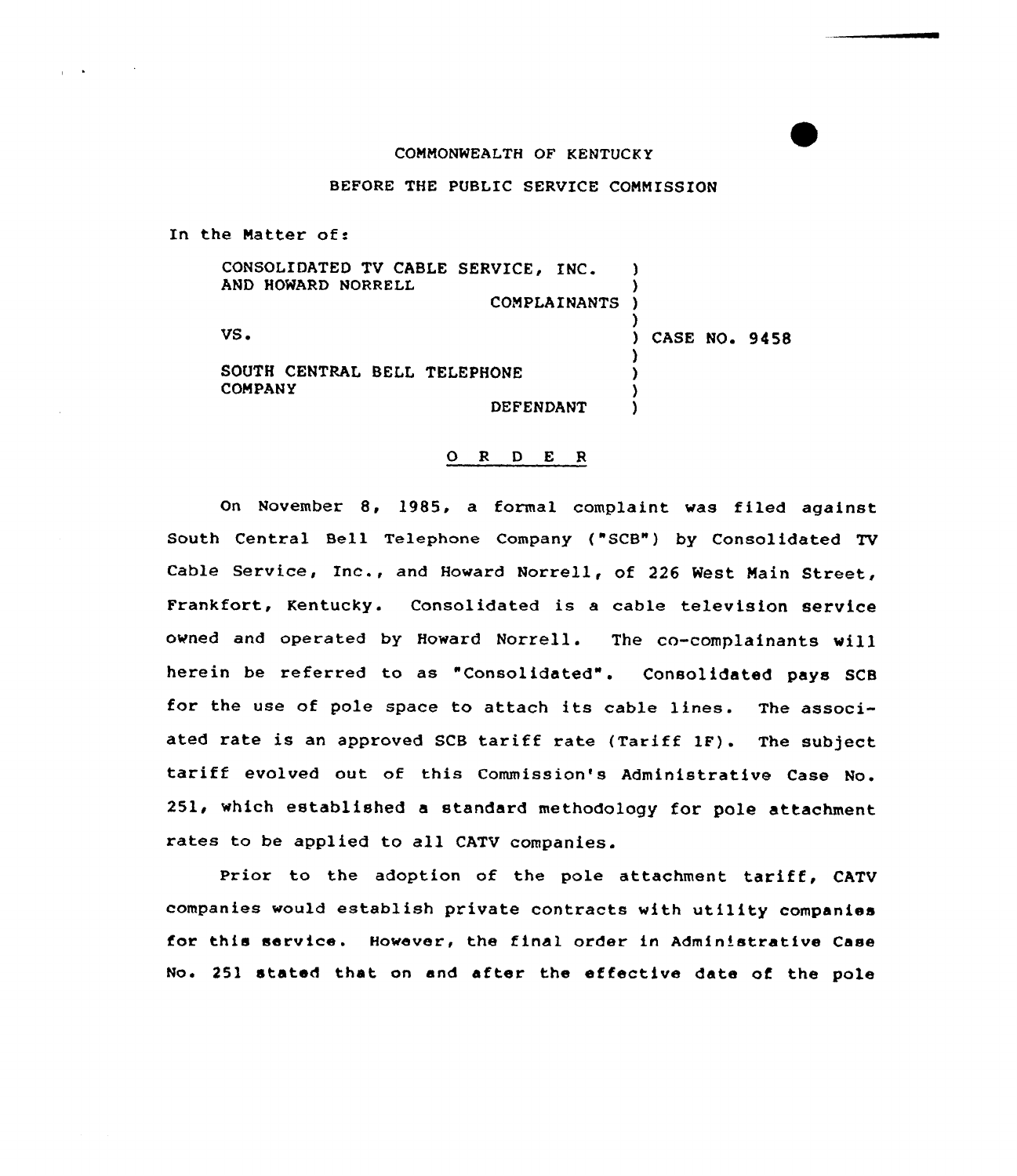COMMONWEALTH OF KENTUCKY

BEFORE THE PUBLIC SERVICE COMMISSION

In the Matter of:

| | | |
|---|---|---|
| CONSOLIDATED TV CABLE SERVICE, INC. AND HOWARD NORRELL | ) | |
| COMPLAINANTS | ) | |
| VS. | ) | CASE NO. 9458 |
| SOUTH CENTRAL BELL TELEPHONE COMPANY | ) | |
| DEFENDANT | ) | |

O R D E R

On November 8, 1985, a formal complaint was filed against South Central Bell Telephone Company ("SCB") by Consolidated TV Cable Service, Inc., and Howard Norrell, of 226 West Main Street, Frankfort, Kentucky. Consolidated is a cable television service owned and operated by Howard Norrell. The co-complainants will herein be referred to as "Consolidated". Consolidated pays SCB for the use of pole space to attach its cable lines. The associated rate is an approved SCB tariff rate (Tariff 1F). The subject tariff evolved out of this Commission's Administrative Case No. 251, which established a standard methodology for pole attachment rates to be applied to all CATV companies.

Prior to the adoption of the pole attachment tariff, CATV companies would establish private contracts with utility companies for this service. However, the final order in Administrative Case No. 251 stated that on and after the effective date of the pole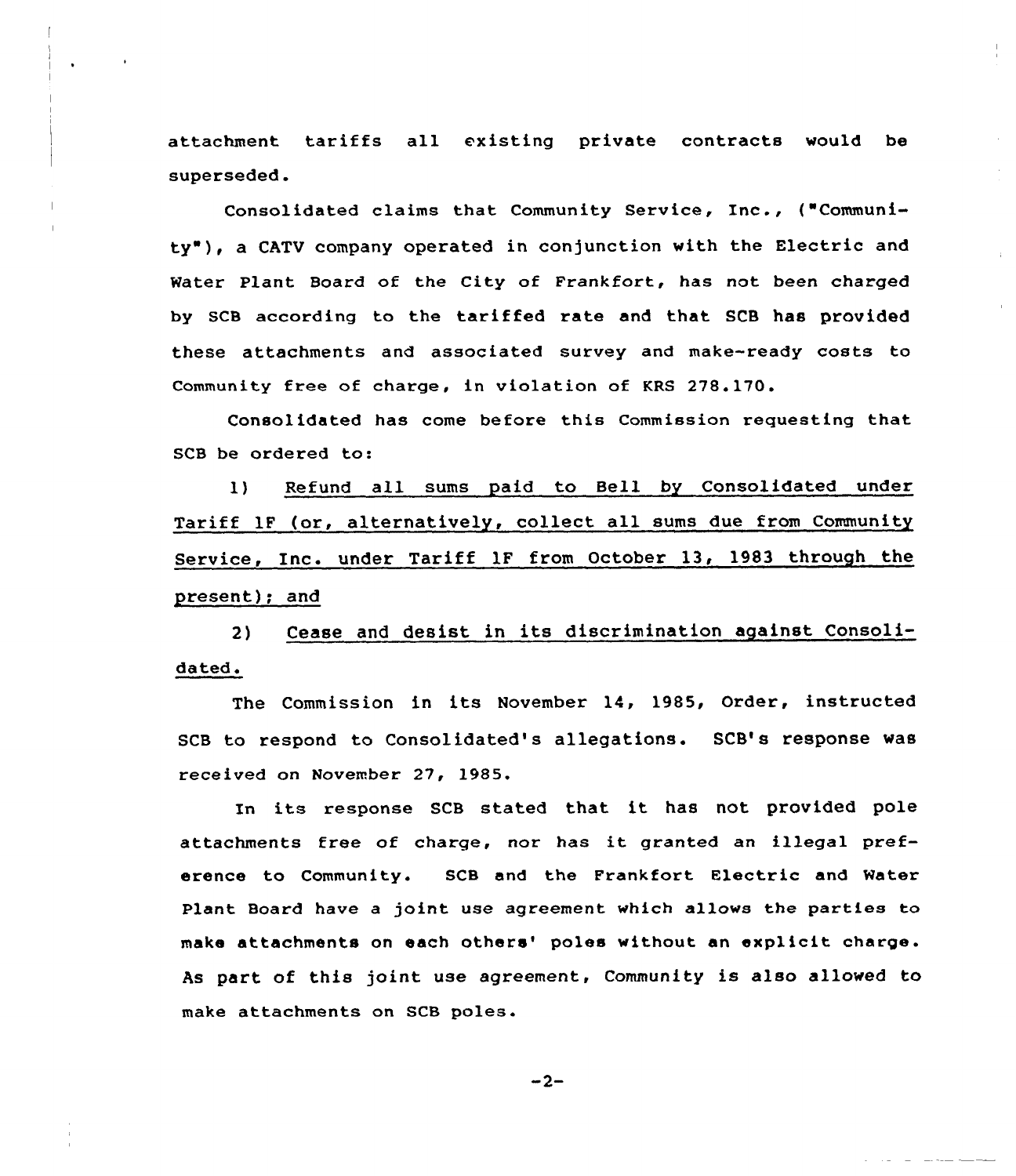attachment tariffs all existing private contracts would be superseded.

Consolidated claims that Community Service, Inc., ("Community"), a CATV company operated in conjunction with the Electric and Water Plant Board of the City of Frankfort, has not been charged by SCB according to the tariffed rate and that SCB has provided these attachments and associated survey and make-ready costs to Community free of charge, in violation of KRS 278.170.

Consolidated has come before this Commission requesting that SCB be ordered to:

1) Refund all sums paid to Bell by Consolidated under Tariff 1F (or, alternatively, collect all sums due from Community Service, Inc. under Tariff 1F from October 13, 1983 through the present); and

2) Cease and desist in its discrimination against Consolidated.

The Commission in its November 14, 1985, Order, instructed SCB to respond to Consolidated's allegations. SCB's response was received on November 27, 1985.

In its response SCB stated that it has not provided pole attachments free of charge, nor has it granted an illegal preference to Community. SCB and the Frankfort Electric and Water Plant Board have a joint use agreement which allows the parties to make attachments on each others' poles without an explicit charge. As part of this joint use agreement, Community is also allowed to make attachments on SCB poles.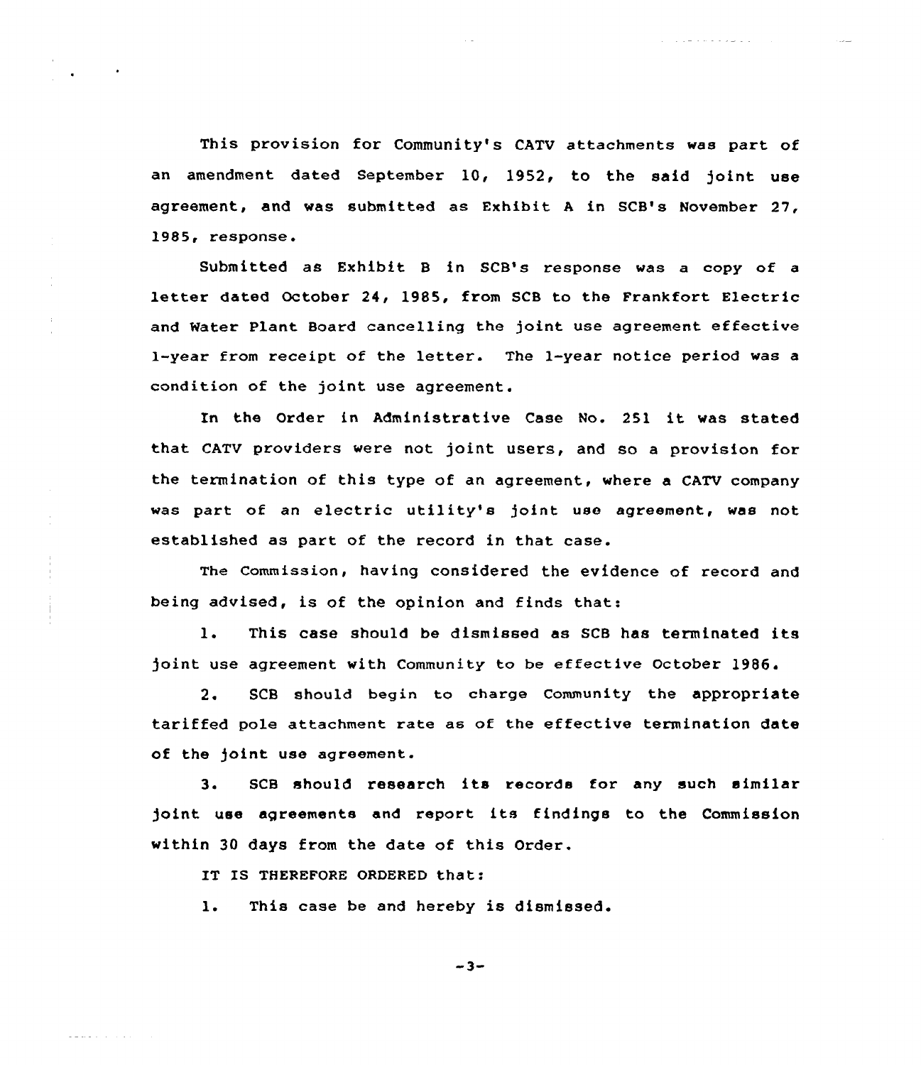This provision for Community's CATV attachments was part of an amendment dated September 10, 1952, to the said joint use agreement, and was submitted as Exhibit A in SCB's November 27, 1985, response.

Submitted as Exhibit B in SCB's response was a copy of a letter dated October 24, 1985, from SCB to the Frankfort Electric and Water Plant Board cancelling the joint use agreement effective 1-year from receipt of the letter. The 1-year notice period was a condition of the joint use agreement.

In the Order in Administrative Case No. 251 it was stated that CATV providers were not joint users, and so a provision for the termination of this type of an agreement, where a CATV company was part of an electric utility's joint use agreement, was not established as part of the record in that case.

The Commission, having considered the evidence of record and being advised, is of the opinion and finds that:

1. This case should be dismissed as SCB has terminated its joint use agreement with Community to be effective October 1986.

2. SCB should begin to charge Community the appropriate tariffed pole attachment rate as of the effective termination date of the joint use agreement.

3. SCB should research its records for any such similar joint use agreements and report its findings to the Commission within 30 days from the date of this Order.

IT IS THEREFORE ORDERED that:

1. This case be and hereby is dismissed.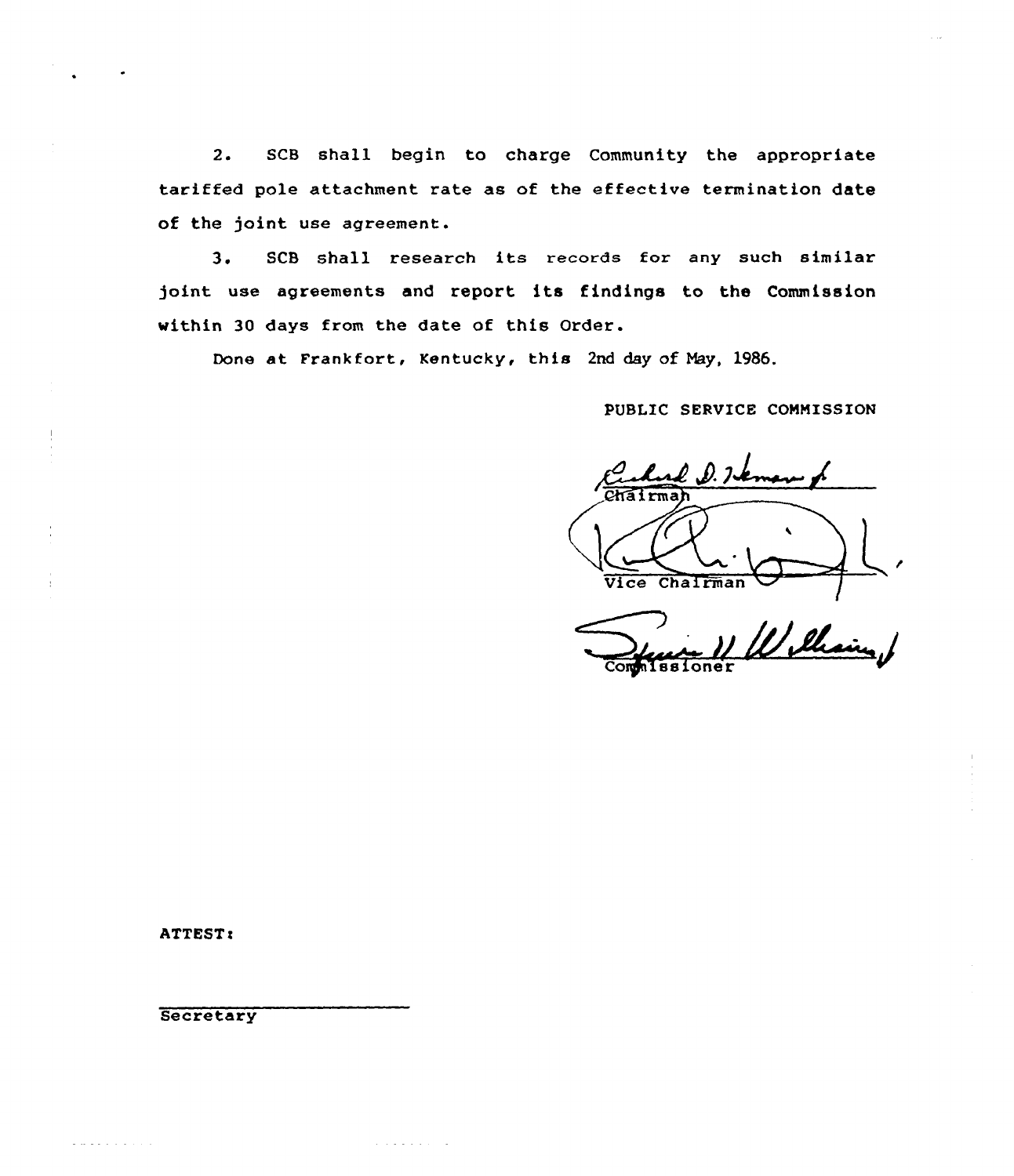2. SCB shall begin to charge Community the appropriate tariffed pole attachment rate as of the effective termination date of the joint use agreement.

3. SCB shall research its records for any such similar joint use agreements and report its findings to the Commission within 30 days from the date of this Order.

Done at Frankfort, Kentucky, this 2nd day of May, 1986.

PUBLIC SERVICE COMMISSION

Chairman

Vice Chairman

Commissioner

ATTEST:

Secretary